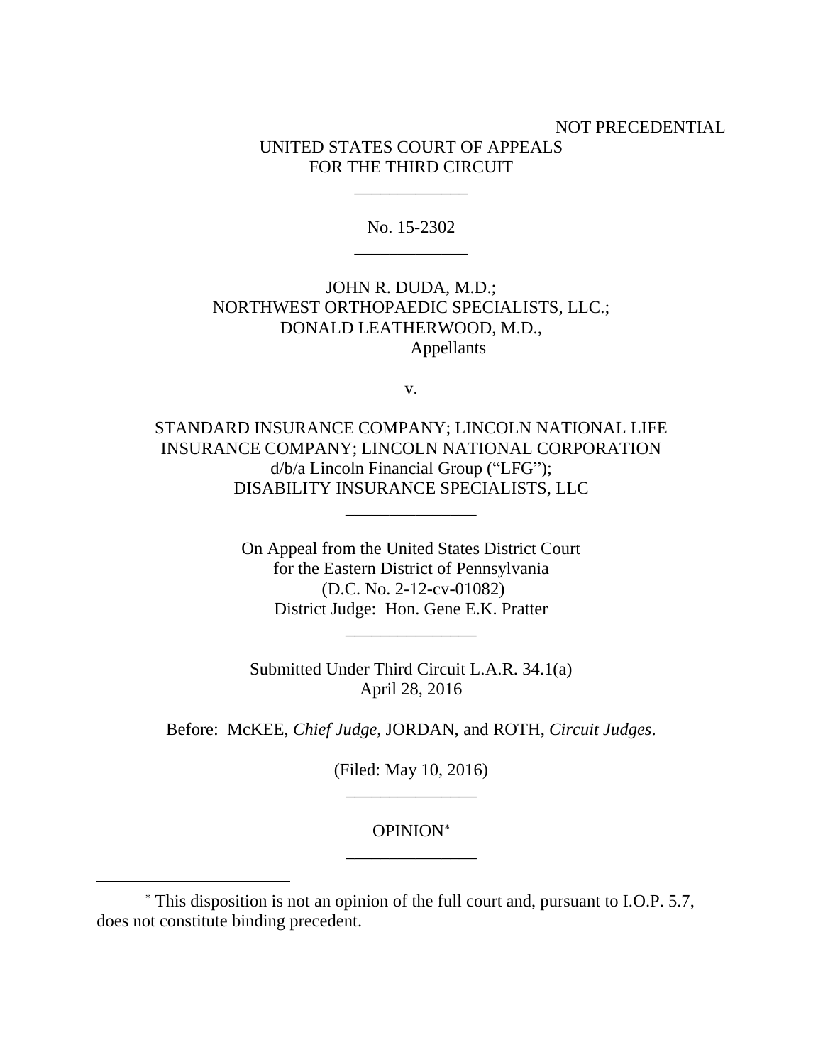NOT PRECEDENTIAL

UNITED STATES COURT OF APPEALS
FOR THE THIRD CIRCUIT

\_\_\_\_\_\_\_\_\_\_\_\_\_

No. 15-2302

\_\_\_\_\_\_\_\_\_\_\_\_\_

JOHN R. DUDA, M.D.;
NORTHWEST ORTHOPAEDIC SPECIALISTS, LLC.;
DONALD LEATHERWOOD, M.D.,
Appellants

v.

STANDARD INSURANCE COMPANY; LINCOLN NATIONAL LIFE INSURANCE COMPANY; LINCOLN NATIONAL CORPORATION d/b/a Lincoln Financial Group ("LFG"); DISABILITY INSURANCE SPECIALISTS, LLC

\_\_\_\_\_\_\_\_\_\_\_\_\_\_\_

On Appeal from the United States District Court
for the Eastern District of Pennsylvania
(D.C. No. 2-12-cv-01082)
District Judge: Hon. Gene E.K. Pratter

\_\_\_\_\_\_\_\_\_\_\_\_\_\_\_

Submitted Under Third Circuit L.A.R. 34.1(a)
April 28, 2016

Before: McKEE, *Chief Judge*, JORDAN, and ROTH, *Circuit Judges*.

(Filed: May 10, 2016)

\_\_\_\_\_\_\_\_\_\_\_\_\_\_\_

OPINION[*]

\_\_\_\_\_\_\_\_\_\_\_\_\_\_\_

[*] This disposition is not an opinion of the full court and, pursuant to I.O.P. 5.7, does not constitute binding precedent.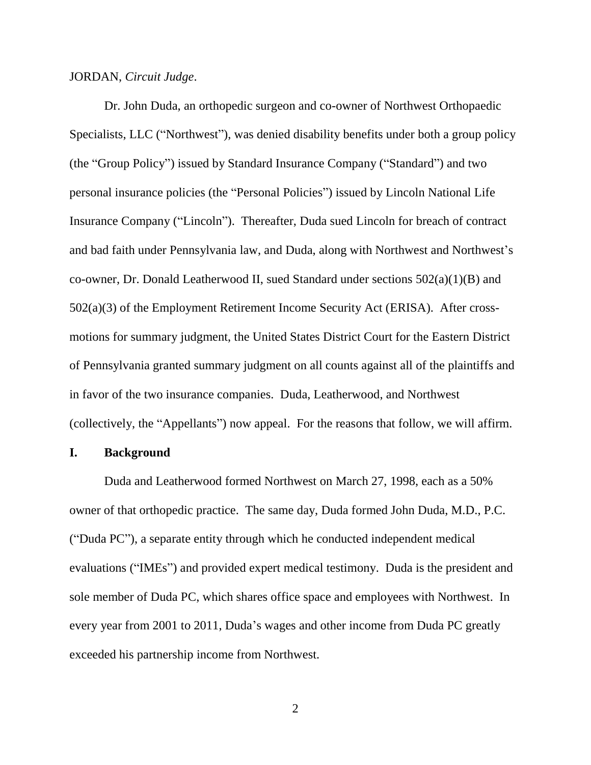JORDAN, *Circuit Judge*.

Dr. John Duda, an orthopedic surgeon and co-owner of Northwest Orthopaedic Specialists, LLC ("Northwest"), was denied disability benefits under both a group policy (the "Group Policy") issued by Standard Insurance Company ("Standard") and two personal insurance policies (the "Personal Policies") issued by Lincoln National Life Insurance Company ("Lincoln"). Thereafter, Duda sued Lincoln for breach of contract and bad faith under Pennsylvania law, and Duda, along with Northwest and Northwest's co-owner, Dr. Donald Leatherwood II, sued Standard under sections 502(a)(1)(B) and 502(a)(3) of the Employment Retirement Income Security Act (ERISA). After cross-motions for summary judgment, the United States District Court for the Eastern District of Pennsylvania granted summary judgment on all counts against all of the plaintiffs and in favor of the two insurance companies. Duda, Leatherwood, and Northwest (collectively, the "Appellants") now appeal. For the reasons that follow, we will affirm.

## I. Background

Duda and Leatherwood formed Northwest on March 27, 1998, each as a 50% owner of that orthopedic practice. The same day, Duda formed John Duda, M.D., P.C. ("Duda PC"), a separate entity through which he conducted independent medical evaluations ("IMEs") and provided expert medical testimony. Duda is the president and sole member of Duda PC, which shares office space and employees with Northwest. In every year from 2001 to 2011, Duda's wages and other income from Duda PC greatly exceeded his partnership income from Northwest.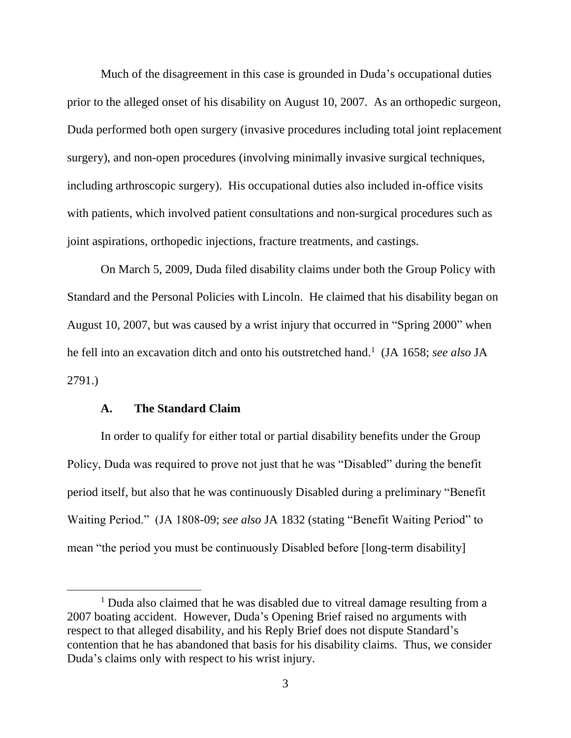Much of the disagreement in this case is grounded in Duda's occupational duties prior to the alleged onset of his disability on August 10, 2007. As an orthopedic surgeon, Duda performed both open surgery (invasive procedures including total joint replacement surgery), and non-open procedures (involving minimally invasive surgical techniques, including arthroscopic surgery). His occupational duties also included in-office visits with patients, which involved patient consultations and non-surgical procedures such as joint aspirations, orthopedic injections, fracture treatments, and castings.

On March 5, 2009, Duda filed disability claims under both the Group Policy with Standard and the Personal Policies with Lincoln. He claimed that his disability began on August 10, 2007, but was caused by a wrist injury that occurred in "Spring 2000" when he fell into an excavation ditch and onto his outstretched hand.[1] (JA 1658; *see also* JA 2791.)

### A. The Standard Claim

In order to qualify for either total or partial disability benefits under the Group Policy, Duda was required to prove not just that he was "Disabled" during the benefit period itself, but also that he was continuously Disabled during a preliminary "Benefit Waiting Period." (JA 1808-09; *see also* JA 1832 (stating "Benefit Waiting Period" to mean "the period you must be continuously Disabled before [long-term disability]

---

[1] Duda also claimed that he was disabled due to vitreal damage resulting from a 2007 boating accident. However, Duda's Opening Brief raised no arguments with respect to that alleged disability, and his Reply Brief does not dispute Standard's contention that he has abandoned that basis for his disability claims. Thus, we consider Duda's claims only with respect to his wrist injury.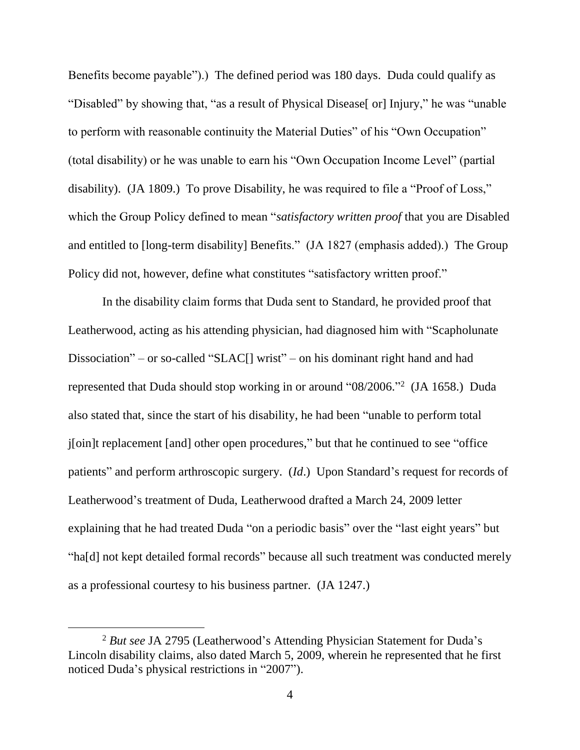Benefits become payable").) The defined period was 180 days. Duda could qualify as "Disabled" by showing that, "as a result of Physical Disease[ or] Injury," he was "unable to perform with reasonable continuity the Material Duties" of his "Own Occupation" (total disability) or he was unable to earn his "Own Occupation Income Level" (partial disability). (JA 1809.) To prove Disability, he was required to file a "Proof of Loss," which the Group Policy defined to mean "*satisfactory written proof* that you are Disabled and entitled to [long-term disability] Benefits." (JA 1827 (emphasis added).) The Group Policy did not, however, define what constitutes "satisfactory written proof."

In the disability claim forms that Duda sent to Standard, he provided proof that Leatherwood, acting as his attending physician, had diagnosed him with "Scapholunate Dissociation" – or so-called "SLAC[] wrist" – on his dominant right hand and had represented that Duda should stop working in or around "08/2006."[2] (JA 1658.) Duda also stated that, since the start of his disability, he had been "unable to perform total j[oin]t replacement [and] other open procedures," but that he continued to see "office patients" and perform arthroscopic surgery. (*Id*.) Upon Standard's request for records of Leatherwood's treatment of Duda, Leatherwood drafted a March 24, 2009 letter explaining that he had treated Duda "on a periodic basis" over the "last eight years" but "ha[d] not kept detailed formal records" because all such treatment was conducted merely as a professional courtesy to his business partner. (JA 1247.)

[2] *But see* JA 2795 (Leatherwood's Attending Physician Statement for Duda's Lincoln disability claims, also dated March 5, 2009, wherein he represented that he first noticed Duda's physical restrictions in "2007").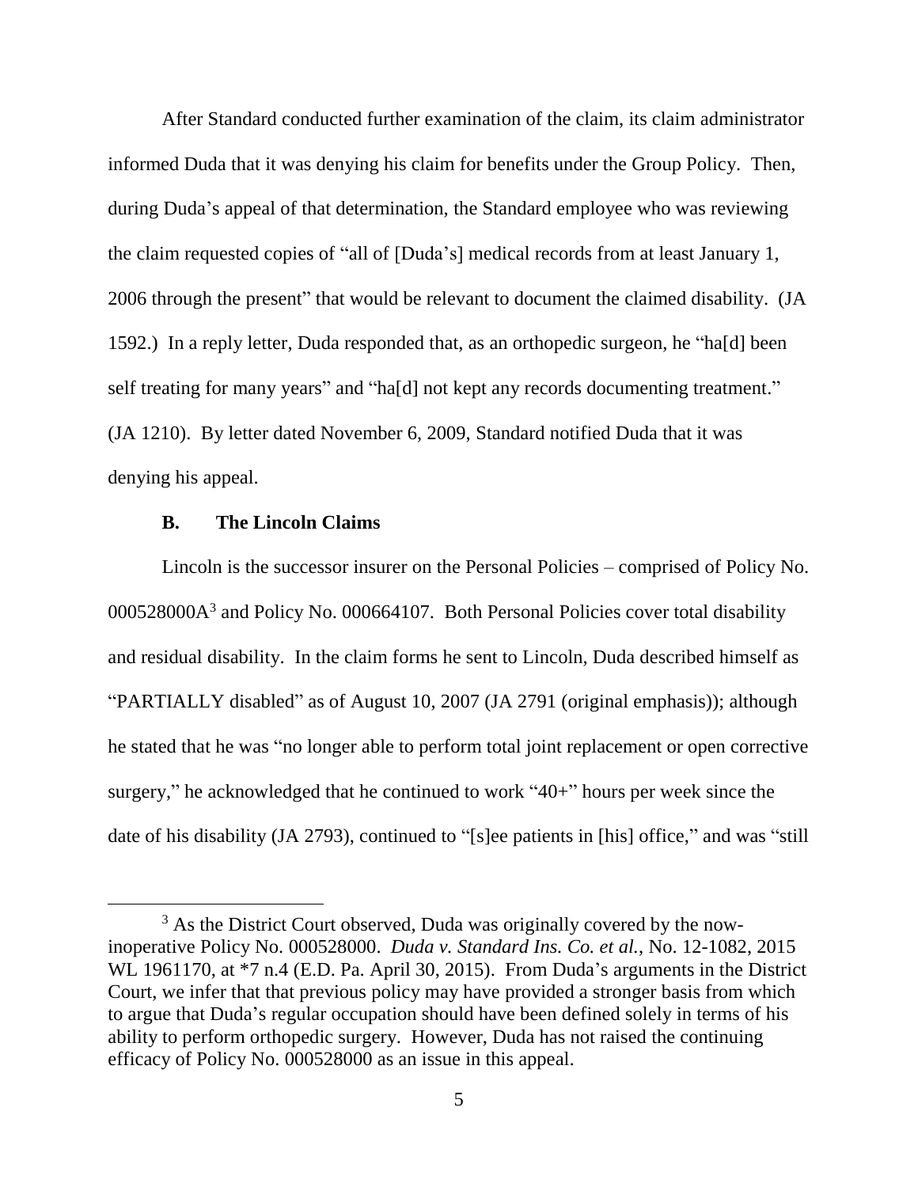After Standard conducted further examination of the claim, its claim administrator informed Duda that it was denying his claim for benefits under the Group Policy. Then, during Duda's appeal of that determination, the Standard employee who was reviewing the claim requested copies of "all of [Duda's] medical records from at least January 1, 2006 through the present" that would be relevant to document the claimed disability. (JA 1592.) In a reply letter, Duda responded that, as an orthopedic surgeon, he "ha[d] been self treating for many years" and "ha[d] not kept any records documenting treatment." (JA 1210). By letter dated November 6, 2009, Standard notified Duda that it was denying his appeal.

### B. The Lincoln Claims

Lincoln is the successor insurer on the Personal Policies – comprised of Policy No. 000528000A[3] and Policy No. 000664107. Both Personal Policies cover total disability and residual disability. In the claim forms he sent to Lincoln, Duda described himself as "PARTIALLY disabled" as of August 10, 2007 (JA 2791 (original emphasis)); although he stated that he was "no longer able to perform total joint replacement or open corrective surgery," he acknowledged that he continued to work "40+" hours per week since the date of his disability (JA 2793), continued to "[s]ee patients in [his] office," and was "still

[3] As the District Court observed, Duda was originally covered by the now-inoperative Policy No. 000528000. *Duda v. Standard Ins. Co. et al.*, No. 12-1082, 2015 WL 1961170, at *7 n.4 (E.D. Pa. April 30, 2015). From Duda's arguments in the District Court, we infer that that previous policy may have provided a stronger basis from which to argue that Duda's regular occupation should have been defined solely in terms of his ability to perform orthopedic surgery. However, Duda has not raised the continuing efficacy of Policy No. 000528000 as an issue in this appeal.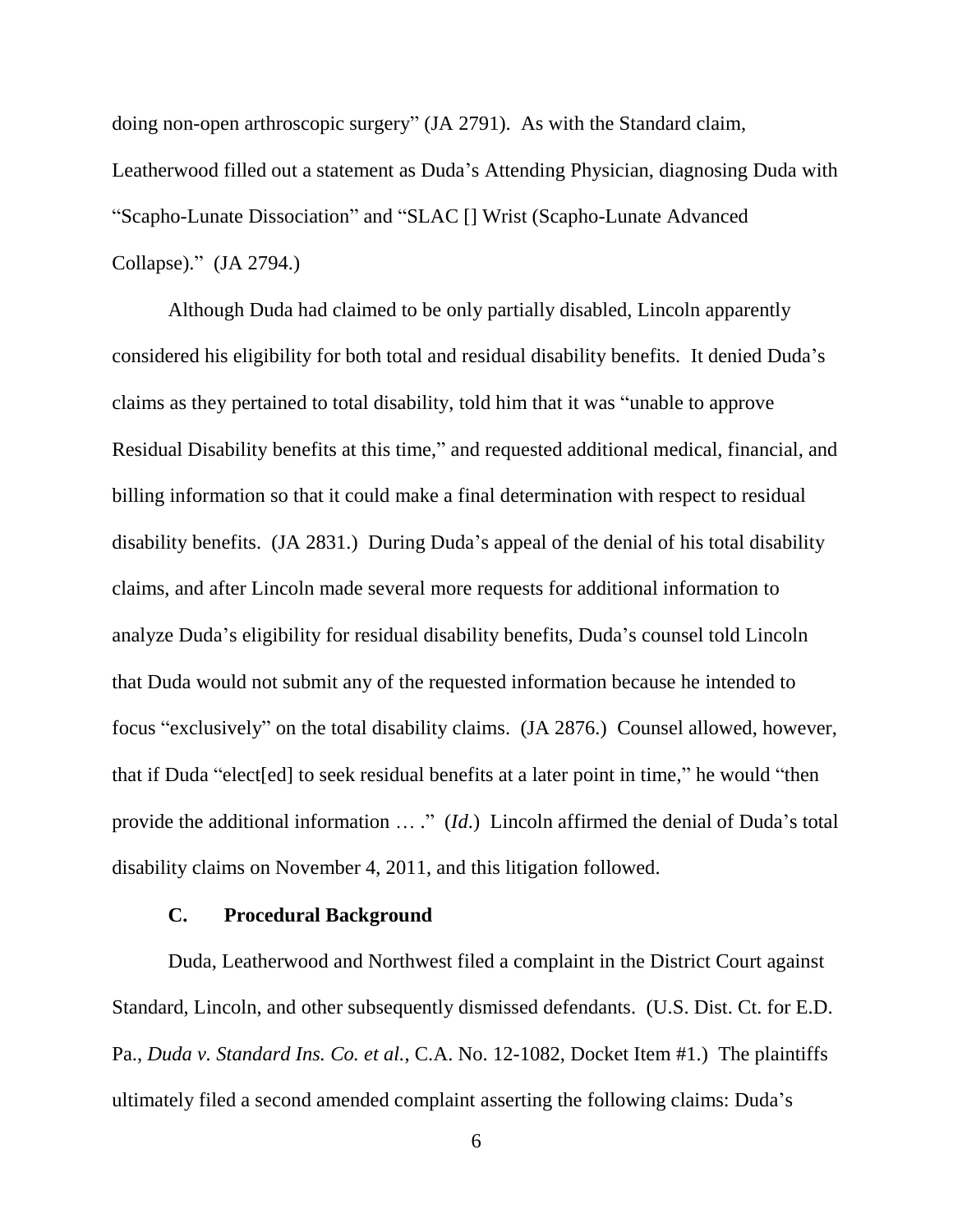doing non-open arthroscopic surgery" (JA 2791). As with the Standard claim, Leatherwood filled out a statement as Duda's Attending Physician, diagnosing Duda with "Scapho-Lunate Dissociation" and "SLAC [] Wrist (Scapho-Lunate Advanced Collapse)." (JA 2794.)

Although Duda had claimed to be only partially disabled, Lincoln apparently considered his eligibility for both total and residual disability benefits. It denied Duda's claims as they pertained to total disability, told him that it was "unable to approve Residual Disability benefits at this time," and requested additional medical, financial, and billing information so that it could make a final determination with respect to residual disability benefits. (JA 2831.) During Duda's appeal of the denial of his total disability claims, and after Lincoln made several more requests for additional information to analyze Duda's eligibility for residual disability benefits, Duda's counsel told Lincoln that Duda would not submit any of the requested information because he intended to focus "exclusively" on the total disability claims. (JA 2876.) Counsel allowed, however, that if Duda "elect[ed] to seek residual benefits at a later point in time," he would "then provide the additional information … ." (*Id*.) Lincoln affirmed the denial of Duda's total disability claims on November 4, 2011, and this litigation followed.

### C. Procedural Background

Duda, Leatherwood and Northwest filed a complaint in the District Court against Standard, Lincoln, and other subsequently dismissed defendants. (U.S. Dist. Ct. for E.D. Pa., *Duda v. Standard Ins. Co. et al.*, C.A. No. 12-1082, Docket Item #1.) The plaintiffs ultimately filed a second amended complaint asserting the following claims: Duda's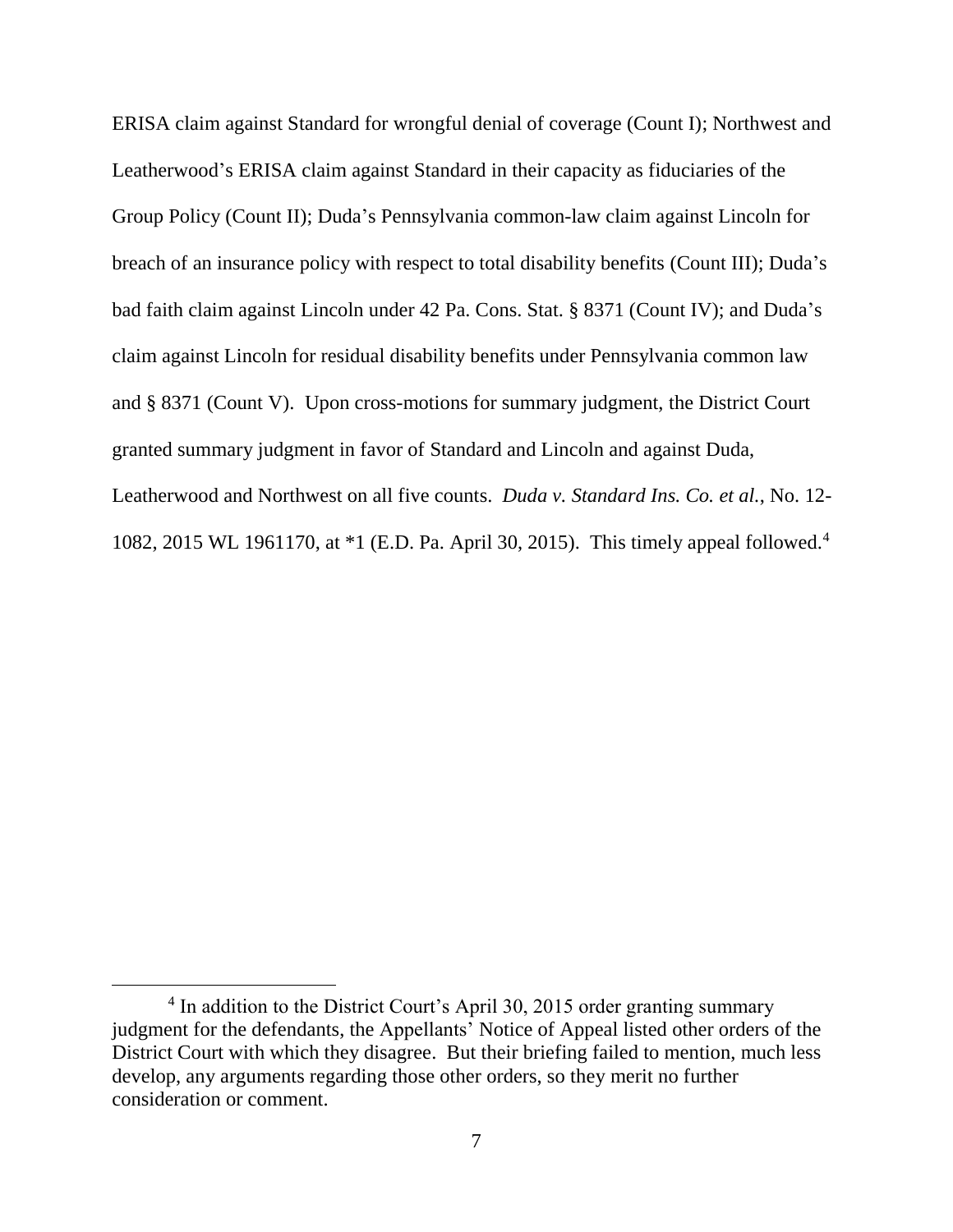ERISA claim against Standard for wrongful denial of coverage (Count I); Northwest and Leatherwood's ERISA claim against Standard in their capacity as fiduciaries of the Group Policy (Count II); Duda's Pennsylvania common-law claim against Lincoln for breach of an insurance policy with respect to total disability benefits (Count III); Duda's bad faith claim against Lincoln under 42 Pa. Cons. Stat. § 8371 (Count IV); and Duda's claim against Lincoln for residual disability benefits under Pennsylvania common law and § 8371 (Count V). Upon cross-motions for summary judgment, the District Court granted summary judgment in favor of Standard and Lincoln and against Duda, Leatherwood and Northwest on all five counts. *Duda v. Standard Ins. Co. et al.*, No. 12-1082, 2015 WL 1961170, at *1 (E.D. Pa. April 30, 2015). This timely appeal followed.[4]

[4] In addition to the District Court's April 30, 2015 order granting summary judgment for the defendants, the Appellants' Notice of Appeal listed other orders of the District Court with which they disagree. But their briefing failed to mention, much less develop, any arguments regarding those other orders, so they merit no further consideration or comment.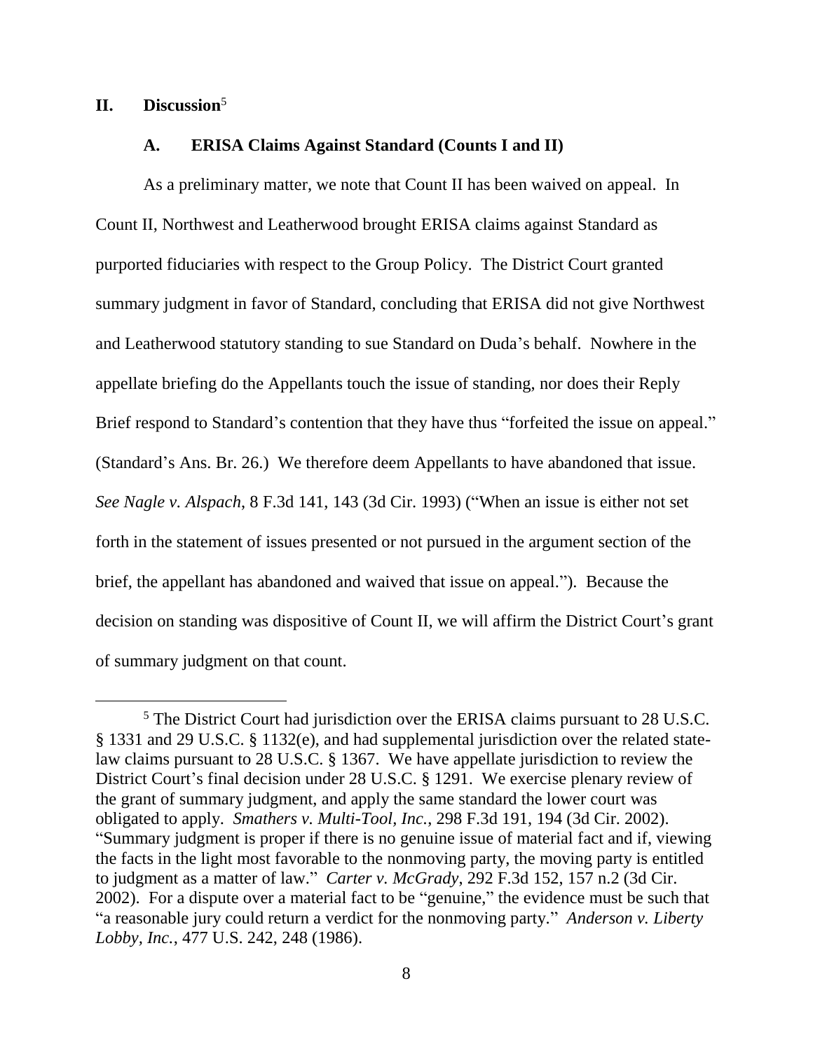## II. Discussion[5]

### A. ERISA Claims Against Standard (Counts I and II)

As a preliminary matter, we note that Count II has been waived on appeal. In Count II, Northwest and Leatherwood brought ERISA claims against Standard as purported fiduciaries with respect to the Group Policy. The District Court granted summary judgment in favor of Standard, concluding that ERISA did not give Northwest and Leatherwood statutory standing to sue Standard on Duda's behalf. Nowhere in the appellate briefing do the Appellants touch the issue of standing, nor does their Reply Brief respond to Standard's contention that they have thus "forfeited the issue on appeal." (Standard's Ans. Br. 26.) We therefore deem Appellants to have abandoned that issue. *See Nagle v. Alspach*, 8 F.3d 141, 143 (3d Cir. 1993) ("When an issue is either not set forth in the statement of issues presented or not pursued in the argument section of the brief, the appellant has abandoned and waived that issue on appeal."). Because the decision on standing was dispositive of Count II, we will affirm the District Court's grant of summary judgment on that count.

[5] The District Court had jurisdiction over the ERISA claims pursuant to 28 U.S.C. § 1331 and 29 U.S.C. § 1132(e), and had supplemental jurisdiction over the related state-law claims pursuant to 28 U.S.C. § 1367. We have appellate jurisdiction to review the District Court's final decision under 28 U.S.C. § 1291. We exercise plenary review of the grant of summary judgment, and apply the same standard the lower court was obligated to apply. *Smathers v. Multi-Tool, Inc.*, 298 F.3d 191, 194 (3d Cir. 2002). "Summary judgment is proper if there is no genuine issue of material fact and if, viewing the facts in the light most favorable to the nonmoving party, the moving party is entitled to judgment as a matter of law." *Carter v. McGrady*, 292 F.3d 152, 157 n.2 (3d Cir. 2002). For a dispute over a material fact to be "genuine," the evidence must be such that "a reasonable jury could return a verdict for the nonmoving party." *Anderson v. Liberty Lobby, Inc.*, 477 U.S. 242, 248 (1986).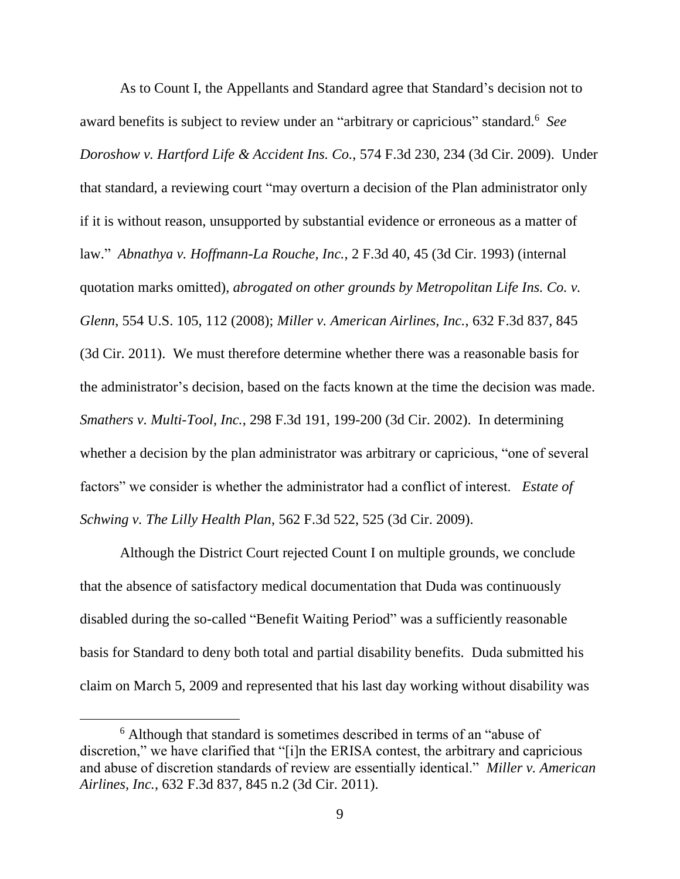As to Count I, the Appellants and Standard agree that Standard's decision not to award benefits is subject to review under an "arbitrary or capricious" standard.[6] *See Doroshow v. Hartford Life & Accident Ins. Co.*, 574 F.3d 230, 234 (3d Cir. 2009). Under that standard, a reviewing court "may overturn a decision of the Plan administrator only if it is without reason, unsupported by substantial evidence or erroneous as a matter of law." *Abnathya v. Hoffmann-La Rouche, Inc.*, 2 F.3d 40, 45 (3d Cir. 1993) (internal quotation marks omitted), *abrogated on other grounds by Metropolitan Life Ins. Co. v. Glenn*, 554 U.S. 105, 112 (2008); *Miller v. American Airlines, Inc.*, 632 F.3d 837, 845 (3d Cir. 2011). We must therefore determine whether there was a reasonable basis for the administrator's decision, based on the facts known at the time the decision was made. *Smathers v. Multi-Tool, Inc.*, 298 F.3d 191, 199-200 (3d Cir. 2002). In determining whether a decision by the plan administrator was arbitrary or capricious, "one of several factors" we consider is whether the administrator had a conflict of interest. *Estate of Schwing v. The Lilly Health Plan*, 562 F.3d 522, 525 (3d Cir. 2009).

Although the District Court rejected Count I on multiple grounds, we conclude that the absence of satisfactory medical documentation that Duda was continuously disabled during the so-called "Benefit Waiting Period" was a sufficiently reasonable basis for Standard to deny both total and partial disability benefits. Duda submitted his claim on March 5, 2009 and represented that his last day working without disability was

---

[6] Although that standard is sometimes described in terms of an "abuse of discretion," we have clarified that "[i]n the ERISA contest, the arbitrary and capricious and abuse of discretion standards of review are essentially identical." *Miller v. American Airlines, Inc.*, 632 F.3d 837, 845 n.2 (3d Cir. 2011).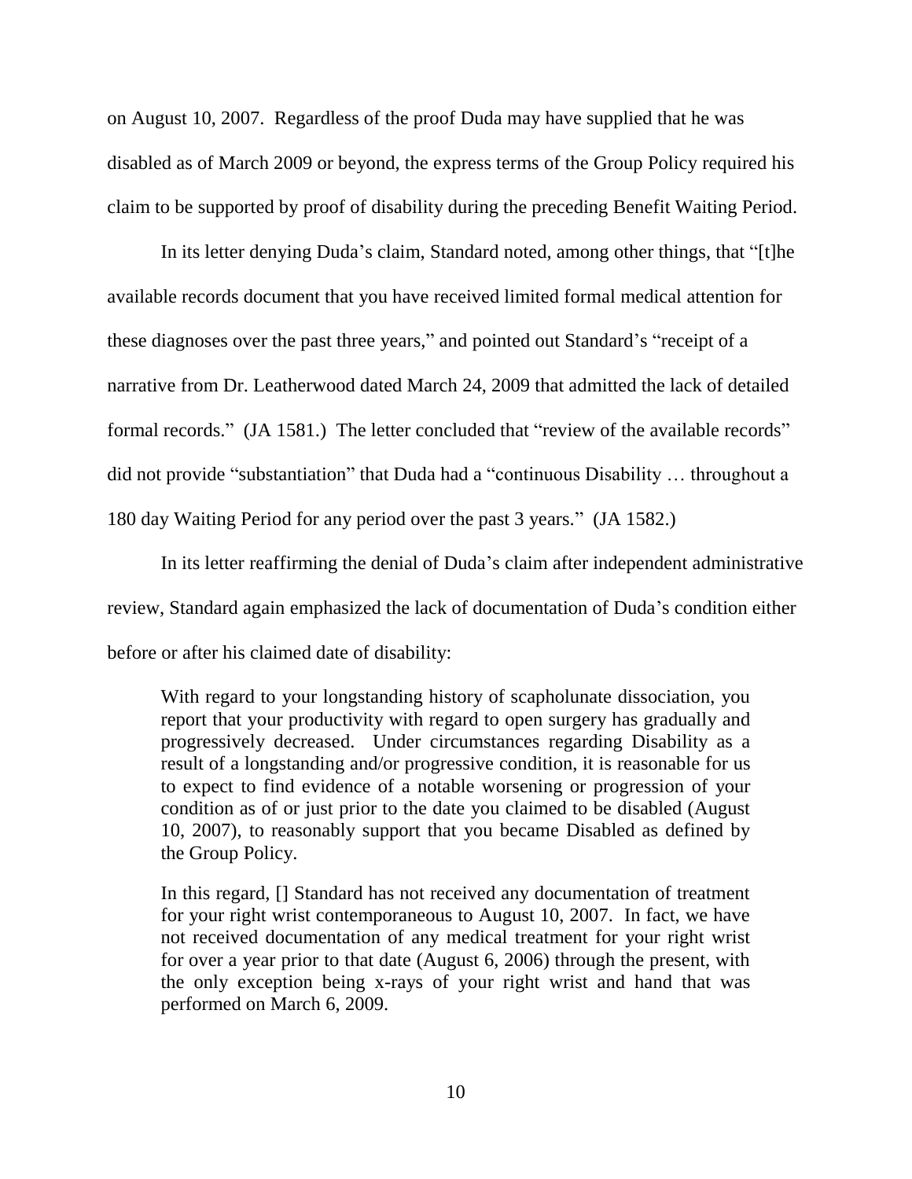on August 10, 2007. Regardless of the proof Duda may have supplied that he was disabled as of March 2009 or beyond, the express terms of the Group Policy required his claim to be supported by proof of disability during the preceding Benefit Waiting Period.

In its letter denying Duda's claim, Standard noted, among other things, that "[t]he available records document that you have received limited formal medical attention for these diagnoses over the past three years," and pointed out Standard's "receipt of a narrative from Dr. Leatherwood dated March 24, 2009 that admitted the lack of detailed formal records." (JA 1581.) The letter concluded that "review of the available records" did not provide "substantiation" that Duda had a "continuous Disability … throughout a 180 day Waiting Period for any period over the past 3 years." (JA 1582.)

In its letter reaffirming the denial of Duda's claim after independent administrative review, Standard again emphasized the lack of documentation of Duda's condition either before or after his claimed date of disability:

> With regard to your longstanding history of scapholunate dissociation, you report that your productivity with regard to open surgery has gradually and progressively decreased. Under circumstances regarding Disability as a result of a longstanding and/or progressive condition, it is reasonable for us to expect to find evidence of a notable worsening or progression of your condition as of or just prior to the date you claimed to be disabled (August 10, 2007), to reasonably support that you became Disabled as defined by the Group Policy.
>
> In this regard, [] Standard has not received any documentation of treatment for your right wrist contemporaneous to August 10, 2007. In fact, we have not received documentation of any medical treatment for your right wrist for over a year prior to that date (August 6, 2006) through the present, with the only exception being x-rays of your right wrist and hand that was performed on March 6, 2009.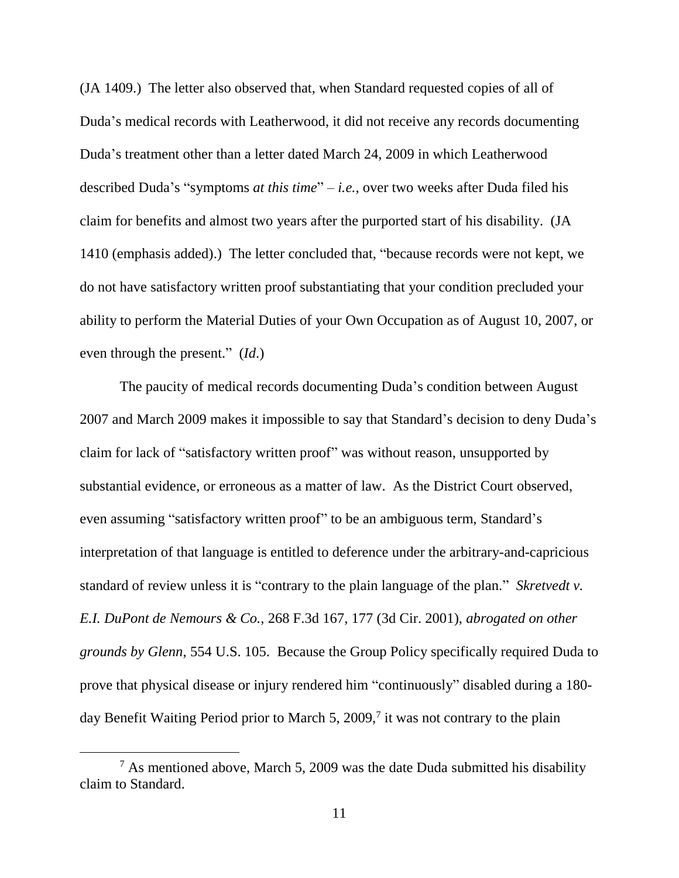(JA 1409.) The letter also observed that, when Standard requested copies of all of Duda's medical records with Leatherwood, it did not receive any records documenting Duda's treatment other than a letter dated March 24, 2009 in which Leatherwood described Duda's "symptoms *at this time*" – *i.e.*, over two weeks after Duda filed his claim for benefits and almost two years after the purported start of his disability. (JA 1410 (emphasis added).) The letter concluded that, "because records were not kept, we do not have satisfactory written proof substantiating that your condition precluded your ability to perform the Material Duties of your Own Occupation as of August 10, 2007, or even through the present." (*Id.*)

The paucity of medical records documenting Duda's condition between August 2007 and March 2009 makes it impossible to say that Standard's decision to deny Duda's claim for lack of "satisfactory written proof" was without reason, unsupported by substantial evidence, or erroneous as a matter of law. As the District Court observed, even assuming "satisfactory written proof" to be an ambiguous term, Standard's interpretation of that language is entitled to deference under the arbitrary-and-capricious standard of review unless it is "contrary to the plain language of the plan." *Skretvedt v. E.I. DuPont de Nemours & Co.*, 268 F.3d 167, 177 (3d Cir. 2001), *abrogated on other grounds by Glenn*, 554 U.S. 105. Because the Group Policy specifically required Duda to prove that physical disease or injury rendered him "continuously" disabled during a 180-day Benefit Waiting Period prior to March 5, 2009,[7] it was not contrary to the plain

[7] As mentioned above, March 5, 2009 was the date Duda submitted his disability claim to Standard.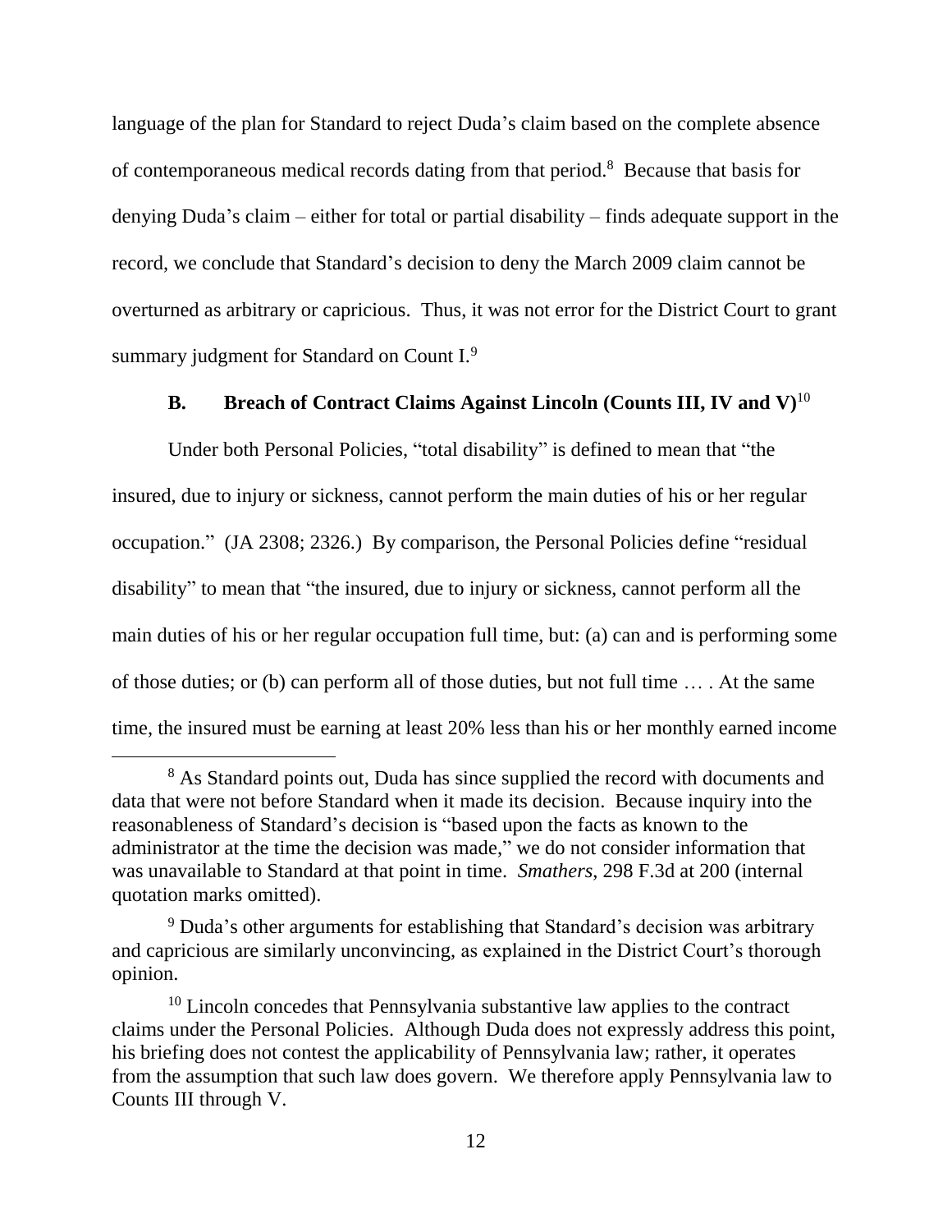language of the plan for Standard to reject Duda's claim based on the complete absence of contemporaneous medical records dating from that period.[8] Because that basis for denying Duda's claim – either for total or partial disability – finds adequate support in the record, we conclude that Standard's decision to deny the March 2009 claim cannot be overturned as arbitrary or capricious. Thus, it was not error for the District Court to grant summary judgment for Standard on Count I.[9]

### B. Breach of Contract Claims Against Lincoln (Counts III, IV and V)[10]

Under both Personal Policies, "total disability" is defined to mean that "the insured, due to injury or sickness, cannot perform the main duties of his or her regular occupation." (JA 2308; 2326.) By comparison, the Personal Policies define "residual disability" to mean that "the insured, due to injury or sickness, cannot perform all the main duties of his or her regular occupation full time, but: (a) can and is performing some of those duties; or (b) can perform all of those duties, but not full time … . At the same time, the insured must be earning at least 20% less than his or her monthly earned income

---

[8] As Standard points out, Duda has since supplied the record with documents and data that were not before Standard when it made its decision. Because inquiry into the reasonableness of Standard's decision is "based upon the facts as known to the administrator at the time the decision was made," we do not consider information that was unavailable to Standard at that point in time. *Smathers*, 298 F.3d at 200 (internal quotation marks omitted).

[9] Duda's other arguments for establishing that Standard's decision was arbitrary and capricious are similarly unconvincing, as explained in the District Court's thorough opinion.

[10] Lincoln concedes that Pennsylvania substantive law applies to the contract claims under the Personal Policies. Although Duda does not expressly address this point, his briefing does not contest the applicability of Pennsylvania law; rather, it operates from the assumption that such law does govern. We therefore apply Pennsylvania law to Counts III through V.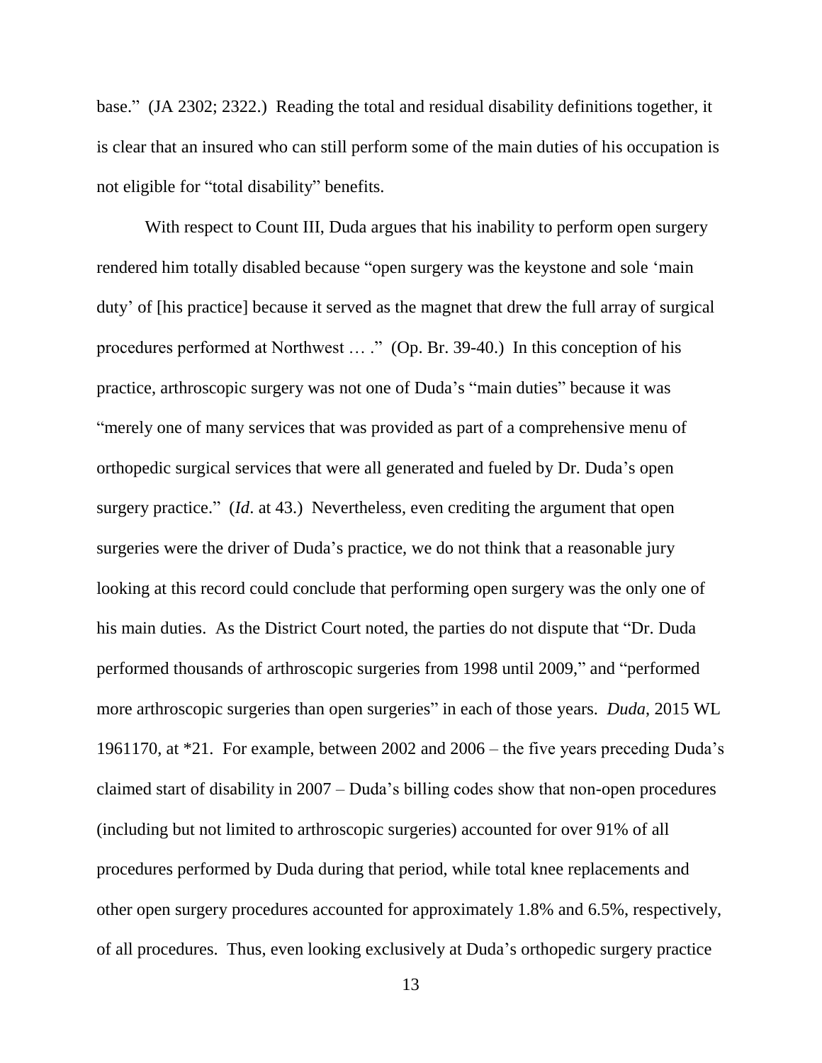base." (JA 2302; 2322.) Reading the total and residual disability definitions together, it is clear that an insured who can still perform some of the main duties of his occupation is not eligible for "total disability" benefits.

With respect to Count III, Duda argues that his inability to perform open surgery rendered him totally disabled because "open surgery was the keystone and sole 'main duty' of [his practice] because it served as the magnet that drew the full array of surgical procedures performed at Northwest … ." (Op. Br. 39-40.) In this conception of his practice, arthroscopic surgery was not one of Duda's "main duties" because it was "merely one of many services that was provided as part of a comprehensive menu of orthopedic surgical services that were all generated and fueled by Dr. Duda's open surgery practice." (*Id*. at 43.) Nevertheless, even crediting the argument that open surgeries were the driver of Duda's practice, we do not think that a reasonable jury looking at this record could conclude that performing open surgery was the only one of his main duties. As the District Court noted, the parties do not dispute that "Dr. Duda performed thousands of arthroscopic surgeries from 1998 until 2009," and "performed more arthroscopic surgeries than open surgeries" in each of those years. *Duda*, 2015 WL 1961170, at *21. For example, between 2002 and 2006 – the five years preceding Duda's claimed start of disability in 2007 – Duda's billing codes show that non-open procedures (including but not limited to arthroscopic surgeries) accounted for over 91% of all procedures performed by Duda during that period, while total knee replacements and other open surgery procedures accounted for approximately 1.8% and 6.5%, respectively, of all procedures. Thus, even looking exclusively at Duda's orthopedic surgery practice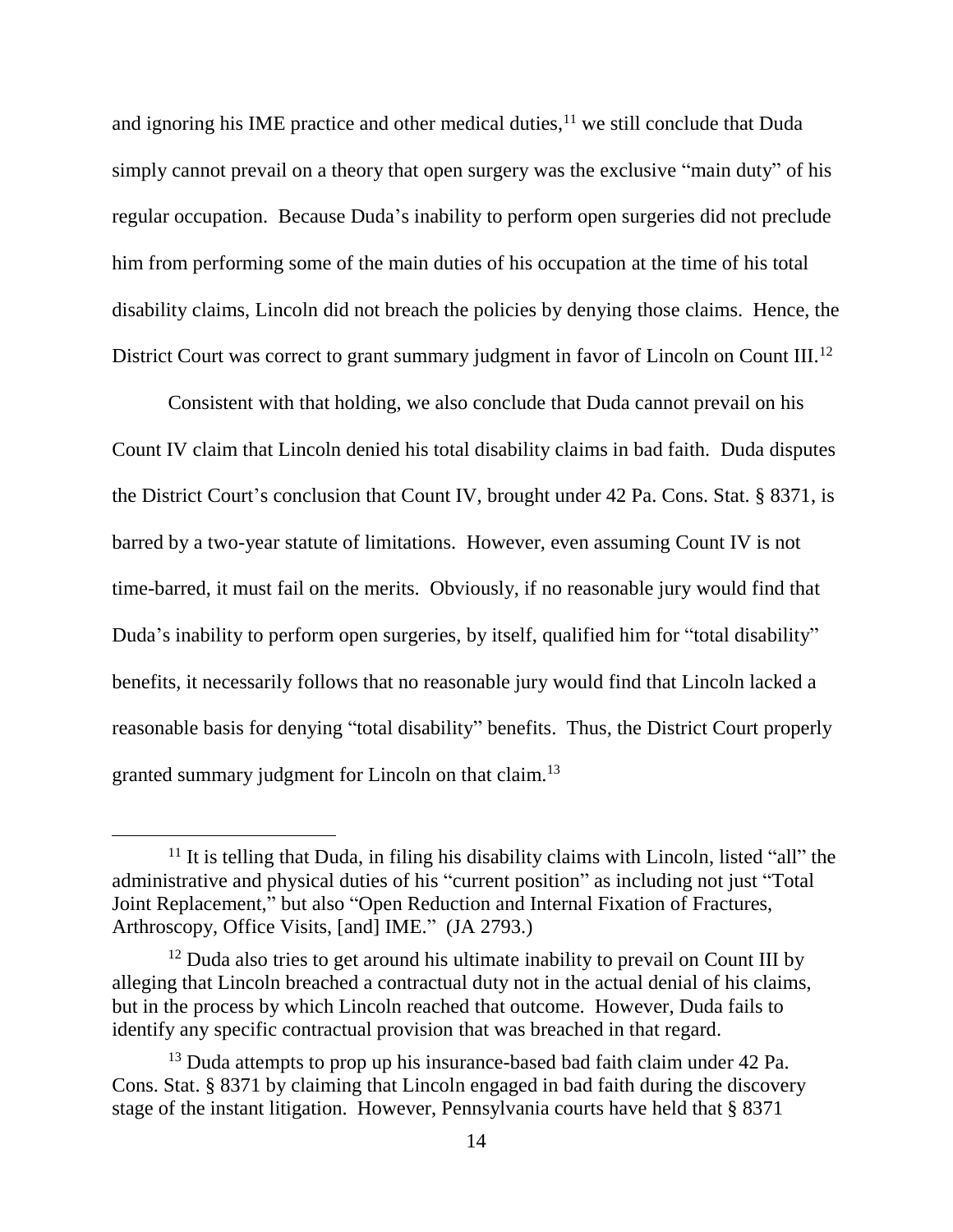and ignoring his IME practice and other medical duties,[11] we still conclude that Duda simply cannot prevail on a theory that open surgery was the exclusive "main duty" of his regular occupation. Because Duda's inability to perform open surgeries did not preclude him from performing some of the main duties of his occupation at the time of his total disability claims, Lincoln did not breach the policies by denying those claims. Hence, the District Court was correct to grant summary judgment in favor of Lincoln on Count III.[12]

Consistent with that holding, we also conclude that Duda cannot prevail on his Count IV claim that Lincoln denied his total disability claims in bad faith. Duda disputes the District Court's conclusion that Count IV, brought under 42 Pa. Cons. Stat. § 8371, is barred by a two-year statute of limitations. However, even assuming Count IV is not time-barred, it must fail on the merits. Obviously, if no reasonable jury would find that Duda's inability to perform open surgeries, by itself, qualified him for "total disability" benefits, it necessarily follows that no reasonable jury would find that Lincoln lacked a reasonable basis for denying "total disability" benefits. Thus, the District Court properly granted summary judgment for Lincoln on that claim.[13]

---

[11] It is telling that Duda, in filing his disability claims with Lincoln, listed "all" the administrative and physical duties of his "current position" as including not just "Total Joint Replacement," but also "Open Reduction and Internal Fixation of Fractures, Arthroscopy, Office Visits, [and] IME." (JA 2793.)

[12] Duda also tries to get around his ultimate inability to prevail on Count III by alleging that Lincoln breached a contractual duty not in the actual denial of his claims, but in the process by which Lincoln reached that outcome. However, Duda fails to identify any specific contractual provision that was breached in that regard.

[13] Duda attempts to prop up his insurance-based bad faith claim under 42 Pa. Cons. Stat. § 8371 by claiming that Lincoln engaged in bad faith during the discovery stage of the instant litigation. However, Pennsylvania courts have held that § 8371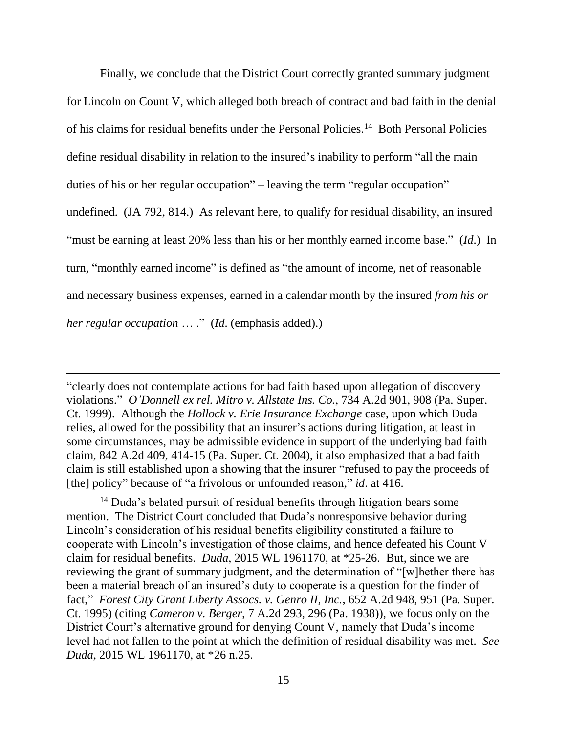Finally, we conclude that the District Court correctly granted summary judgment for Lincoln on Count V, which alleged both breach of contract and bad faith in the denial of his claims for residual benefits under the Personal Policies.[14] Both Personal Policies define residual disability in relation to the insured's inability to perform "all the main duties of his or her regular occupation" – leaving the term "regular occupation" undefined. (JA 792, 814.) As relevant here, to qualify for residual disability, an insured "must be earning at least 20% less than his or her monthly earned income base." (*Id*.) In turn, "monthly earned income" is defined as "the amount of income, net of reasonable and necessary business expenses, earned in a calendar month by the insured *from his or her regular occupation* … ." (*Id*. (emphasis added).)

---

"clearly does not contemplate actions for bad faith based upon allegation of discovery violations." *O'Donnell ex rel. Mitro v. Allstate Ins. Co.*, 734 A.2d 901, 908 (Pa. Super. Ct. 1999). Although the *Hollock v. Erie Insurance Exchange* case, upon which Duda relies, allowed for the possibility that an insurer's actions during litigation, at least in some circumstances, may be admissible evidence in support of the underlying bad faith claim, 842 A.2d 409, 414-15 (Pa. Super. Ct. 2004), it also emphasized that a bad faith claim is still established upon a showing that the insurer "refused to pay the proceeds of [the] policy" because of "a frivolous or unfounded reason," *id*. at 416.

[14] Duda's belated pursuit of residual benefits through litigation bears some mention. The District Court concluded that Duda's nonresponsive behavior during Lincoln's consideration of his residual benefits eligibility constituted a failure to cooperate with Lincoln's investigation of those claims, and hence defeated his Count V claim for residual benefits. *Duda*, 2015 WL 1961170, at *25-26. But, since we are reviewing the grant of summary judgment, and the determination of "[w]hether there has been a material breach of an insured's duty to cooperate is a question for the finder of fact," *Forest City Grant Liberty Assocs. v. Genro II, Inc.*, 652 A.2d 948, 951 (Pa. Super. Ct. 1995) (citing *Cameron v. Berger*, 7 A.2d 293, 296 (Pa. 1938)), we focus only on the District Court's alternative ground for denying Count V, namely that Duda's income level had not fallen to the point at which the definition of residual disability was met. *See Duda*, 2015 WL 1961170, at *26 n.25.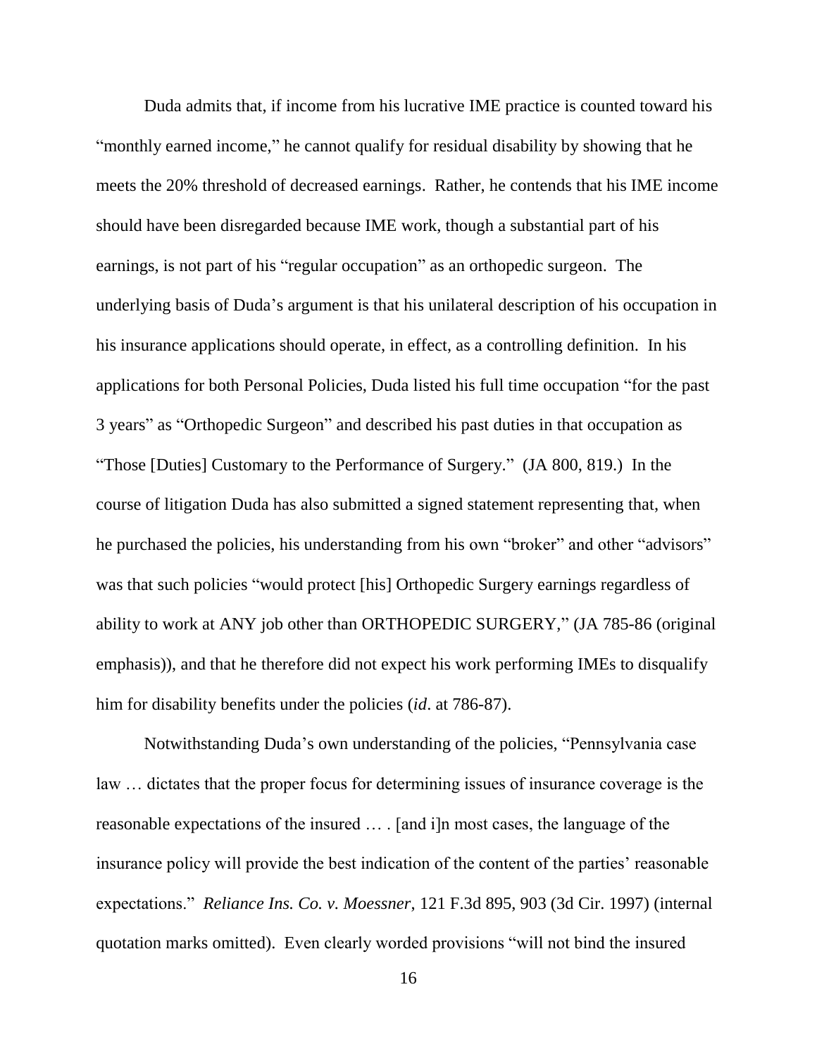Duda admits that, if income from his lucrative IME practice is counted toward his "monthly earned income," he cannot qualify for residual disability by showing that he meets the 20% threshold of decreased earnings. Rather, he contends that his IME income should have been disregarded because IME work, though a substantial part of his earnings, is not part of his "regular occupation" as an orthopedic surgeon. The underlying basis of Duda's argument is that his unilateral description of his occupation in his insurance applications should operate, in effect, as a controlling definition. In his applications for both Personal Policies, Duda listed his full time occupation "for the past 3 years" as "Orthopedic Surgeon" and described his past duties in that occupation as "Those [Duties] Customary to the Performance of Surgery." (JA 800, 819.) In the course of litigation Duda has also submitted a signed statement representing that, when he purchased the policies, his understanding from his own "broker" and other "advisors" was that such policies "would protect [his] Orthopedic Surgery earnings regardless of ability to work at ANY job other than ORTHOPEDIC SURGERY," (JA 785-86 (original emphasis)), and that he therefore did not expect his work performing IMEs to disqualify him for disability benefits under the policies (*id*. at 786-87).

Notwithstanding Duda's own understanding of the policies, "Pennsylvania case law … dictates that the proper focus for determining issues of insurance coverage is the reasonable expectations of the insured … . [and i]n most cases, the language of the insurance policy will provide the best indication of the content of the parties' reasonable expectations." *Reliance Ins. Co. v. Moessner*, 121 F.3d 895, 903 (3d Cir. 1997) (internal quotation marks omitted). Even clearly worded provisions "will not bind the insured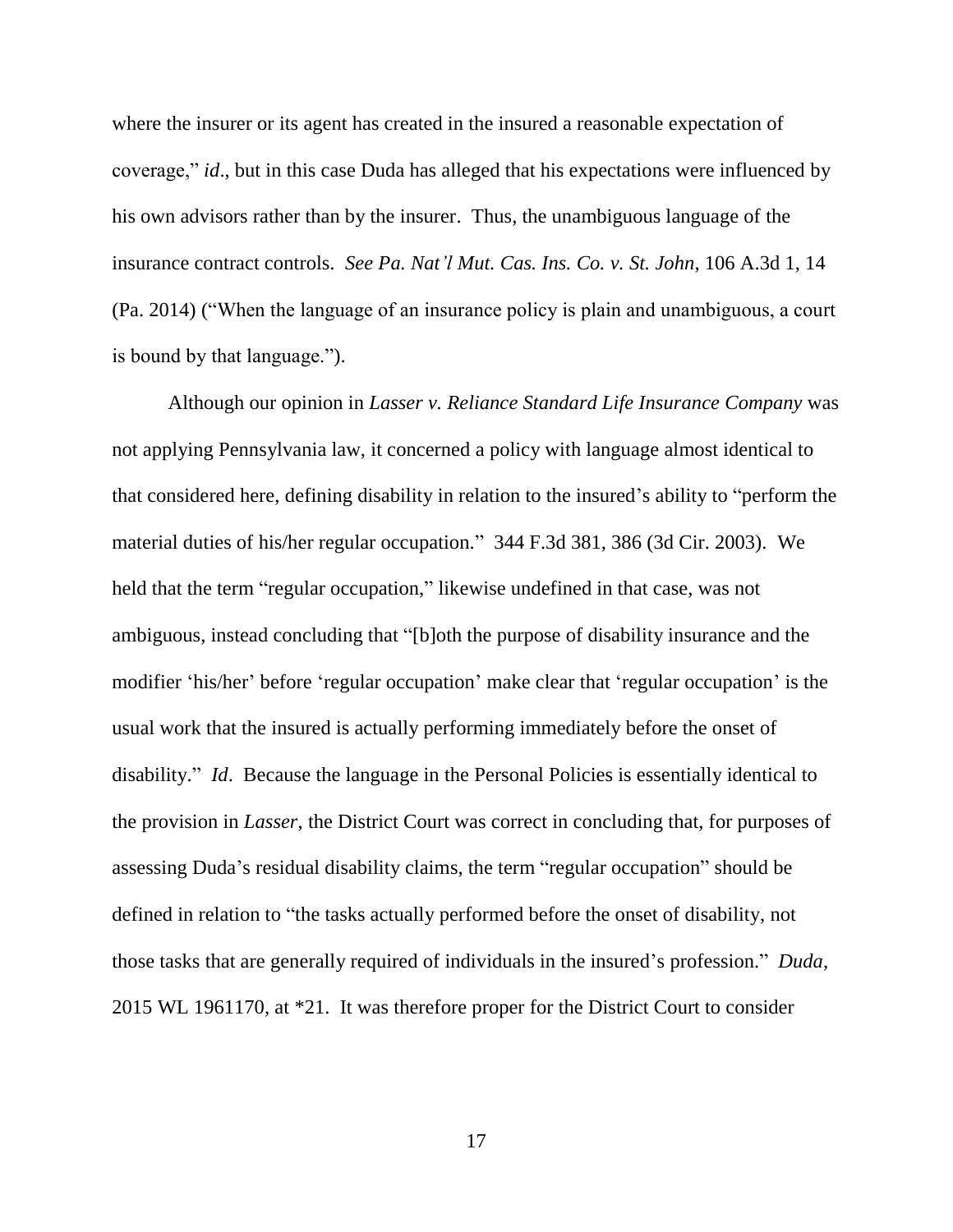where the insurer or its agent has created in the insured a reasonable expectation of coverage," *id*., but in this case Duda has alleged that his expectations were influenced by his own advisors rather than by the insurer. Thus, the unambiguous language of the insurance contract controls. *See Pa. Nat'l Mut. Cas. Ins. Co. v. St. John*, 106 A.3d 1, 14 (Pa. 2014) ("When the language of an insurance policy is plain and unambiguous, a court is bound by that language.").

Although our opinion in *Lasser v. Reliance Standard Life Insurance Company* was not applying Pennsylvania law, it concerned a policy with language almost identical to that considered here, defining disability in relation to the insured's ability to "perform the material duties of his/her regular occupation." 344 F.3d 381, 386 (3d Cir. 2003). We held that the term "regular occupation," likewise undefined in that case, was not ambiguous, instead concluding that "[b]oth the purpose of disability insurance and the modifier 'his/her' before 'regular occupation' make clear that 'regular occupation' is the usual work that the insured is actually performing immediately before the onset of disability." *Id*. Because the language in the Personal Policies is essentially identical to the provision in *Lasser*, the District Court was correct in concluding that, for purposes of assessing Duda's residual disability claims, the term "regular occupation" should be defined in relation to "the tasks actually performed before the onset of disability, not those tasks that are generally required of individuals in the insured's profession." *Duda*, 2015 WL 1961170, at *21. It was therefore proper for the District Court to consider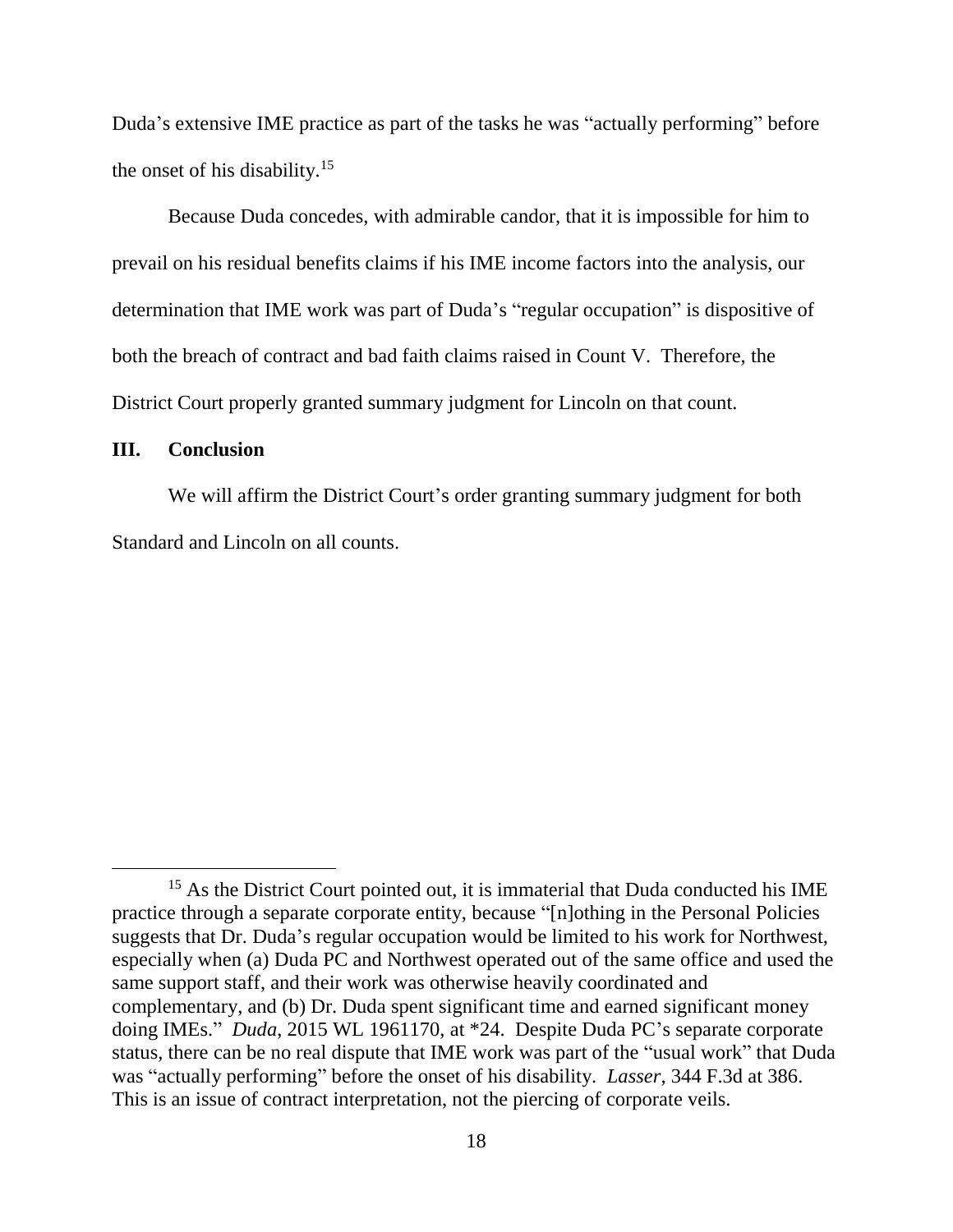Duda's extensive IME practice as part of the tasks he was "actually performing" before the onset of his disability.[15]

Because Duda concedes, with admirable candor, that it is impossible for him to prevail on his residual benefits claims if his IME income factors into the analysis, our determination that IME work was part of Duda's "regular occupation" is dispositive of both the breach of contract and bad faith claims raised in Count V. Therefore, the District Court properly granted summary judgment for Lincoln on that count.

## III. Conclusion

We will affirm the District Court's order granting summary judgment for both Standard and Lincoln on all counts.

---

[15] As the District Court pointed out, it is immaterial that Duda conducted his IME practice through a separate corporate entity, because "[n]othing in the Personal Policies suggests that Dr. Duda's regular occupation would be limited to his work for Northwest, especially when (a) Duda PC and Northwest operated out of the same office and used the same support staff, and their work was otherwise heavily coordinated and complementary, and (b) Dr. Duda spent significant time and earned significant money doing IMEs." *Duda*, 2015 WL 1961170, at *24. Despite Duda PC's separate corporate status, there can be no real dispute that IME work was part of the "usual work" that Duda was "actually performing" before the onset of his disability. *Lasser*, 344 F.3d at 386. This is an issue of contract interpretation, not the piercing of corporate veils.